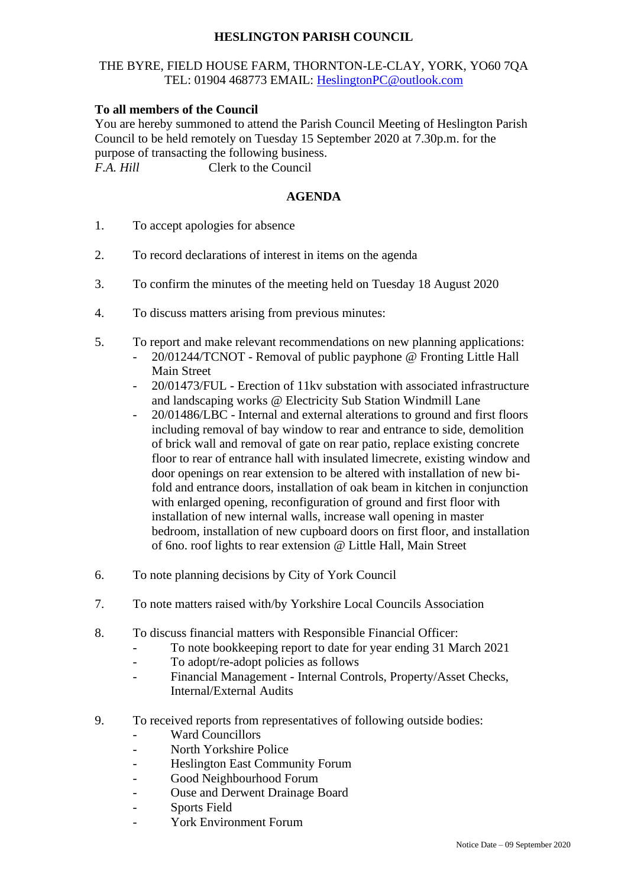# HESLINGTON PARISH COUNCIL

THE BYRE, FIELD HOUSE FARM, THORNTON-LE-CLAY, YORK, YO60 7QA
TEL: 01904 468773 EMAIL: HeslingtonPC@outlook.com

**To all members of the Council**
You are hereby summoned to attend the Parish Council Meeting of Heslington Parish Council to be held remotely on Tuesday 15 September 2020 at 7.30p.m. for the purpose of transacting the following business.
*F.A. Hill* Clerk to the Council

## AGENDA

1. To accept apologies for absence

2. To record declarations of interest in items on the agenda

3. To confirm the minutes of the meeting held on Tuesday 18 August 2020

4. To discuss matters arising from previous minutes:

5. To report and make relevant recommendations on new planning applications:
   - 20/01244/TCNOT - Removal of public payphone @ Fronting Little Hall Main Street
   - 20/01473/FUL - Erection of 11kv substation with associated infrastructure and landscaping works @ Electricity Sub Station Windmill Lane
   - 20/01486/LBC - Internal and external alterations to ground and first floors including removal of bay window to rear and entrance to side, demolition of brick wall and removal of gate on rear patio, replace existing concrete floor to rear of entrance hall with insulated limecrete, existing window and door openings on rear extension to be altered with installation of new bi-fold and entrance doors, installation of oak beam in kitchen in conjunction with enlarged opening, reconfiguration of ground and first floor with installation of new internal walls, increase wall opening in master bedroom, installation of new cupboard doors on first floor, and installation of 6no. roof lights to rear extension @ Little Hall, Main Street

6. To note planning decisions by City of York Council

7. To note matters raised with/by Yorkshire Local Councils Association

8. To discuss financial matters with Responsible Financial Officer:
   - To note bookkeeping report to date for year ending 31 March 2021
   - To adopt/re-adopt policies as follows
   - Financial Management - Internal Controls, Property/Asset Checks, Internal/External Audits

9. To received reports from representatives of following outside bodies:
   - Ward Councillors
   - North Yorkshire Police
   - Heslington East Community Forum
   - Good Neighbourhood Forum
   - Ouse and Derwent Drainage Board
   - Sports Field
   - York Environment Forum

Notice Date – 09 September 2020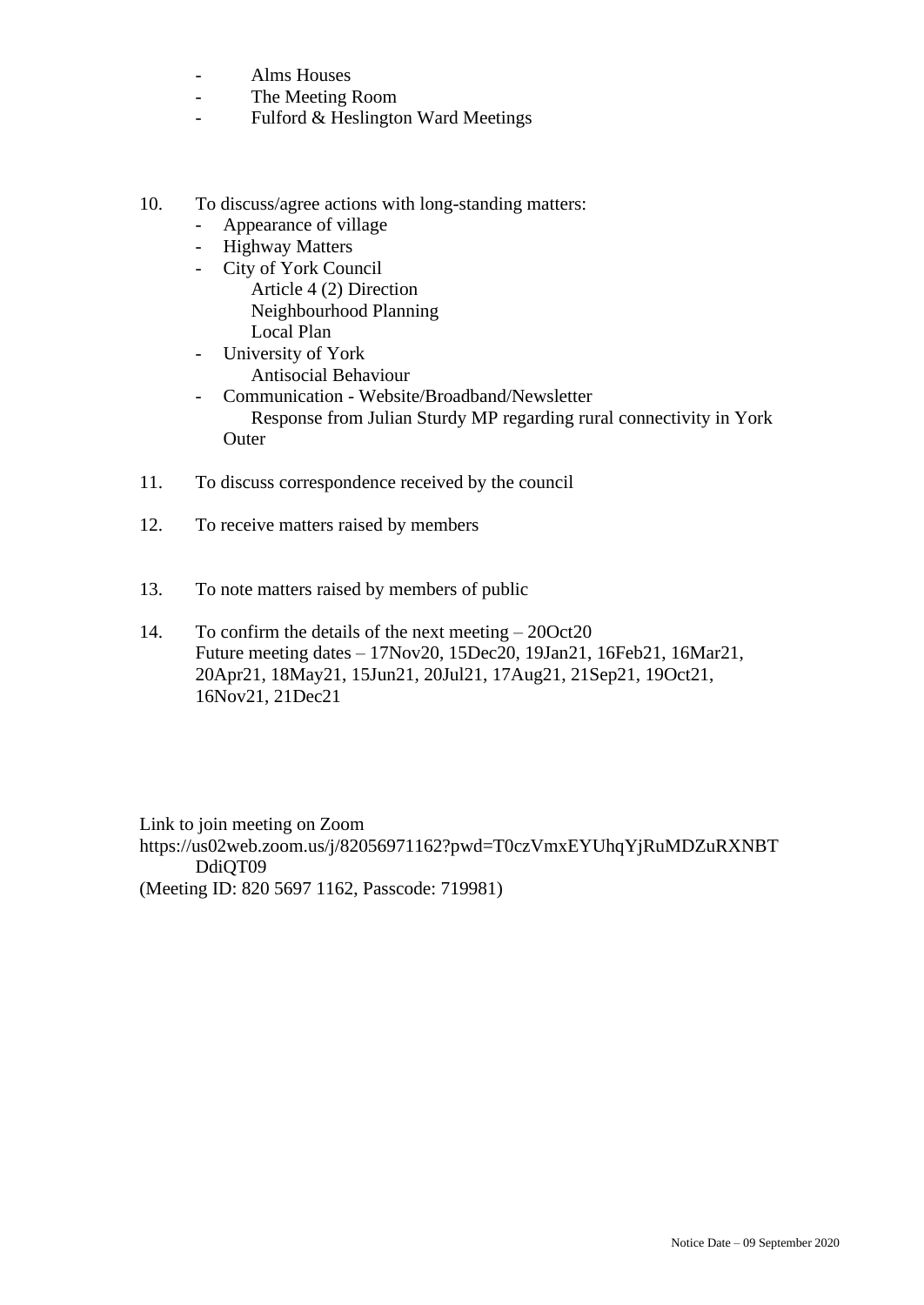- Alms Houses
- The Meeting Room
- Fulford & Heslington Ward Meetings

10. To discuss/agree actions with long-standing matters:
    - Appearance of village
    - Highway Matters
    - City of York Council
        - Article 4 (2) Direction
        - Neighbourhood Planning
        - Local Plan
    - University of York
        - Antisocial Behaviour
    - Communication - Website/Broadband/Newsletter
        - Response from Julian Sturdy MP regarding rural connectivity in York Outer

11. To discuss correspondence received by the council

12. To receive matters raised by members

13. To note matters raised by members of public

14. To confirm the details of the next meeting – 20Oct20
    Future meeting dates – 17Nov20, 15Dec20, 19Jan21, 16Feb21, 16Mar21, 20Apr21, 18May21, 15Jun21, 20Jul21, 17Aug21, 21Sep21, 19Oct21, 16Nov21, 21Dec21

Link to join meeting on Zoom
https://us02web.zoom.us/j/82056971162?pwd=T0czVmxEYUhqYjRuMDZuRXNBTDdiQT09
(Meeting ID: 820 5697 1162, Passcode: 719981)

Notice Date – 09 September 2020